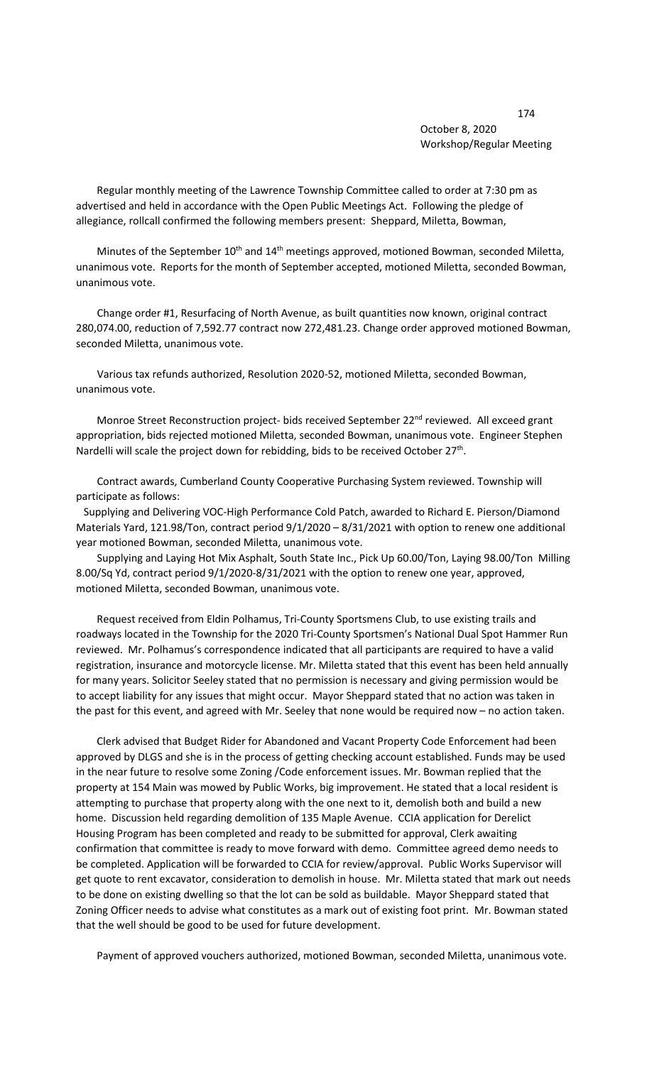October 8, 2020
Workshop/Regular Meeting

Regular monthly meeting of the Lawrence Township Committee called to order at 7:30 pm as advertised and held in accordance with the Open Public Meetings Act. Following the pledge of allegiance, rollcall confirmed the following members present: Sheppard, Miletta, Bowman,

Minutes of the September 10th and 14th meetings approved, motioned Bowman, seconded Miletta, unanimous vote. Reports for the month of September accepted, motioned Miletta, seconded Bowman, unanimous vote.

Change order #1, Resurfacing of North Avenue, as built quantities now known, original contract 280,074.00, reduction of 7,592.77 contract now 272,481.23. Change order approved motioned Bowman, seconded Miletta, unanimous vote.

Various tax refunds authorized, Resolution 2020-52, motioned Miletta, seconded Bowman, unanimous vote.

Monroe Street Reconstruction project- bids received September 22nd reviewed. All exceed grant appropriation, bids rejected motioned Miletta, seconded Bowman, unanimous vote. Engineer Stephen Nardelli will scale the project down for rebidding, bids to be received October 27th.

Contract awards, Cumberland County Cooperative Purchasing System reviewed. Township will participate as follows:

Supplying and Delivering VOC-High Performance Cold Patch, awarded to Richard E. Pierson/Diamond Materials Yard, 121.98/Ton, contract period 9/1/2020 – 8/31/2021 with option to renew one additional year motioned Bowman, seconded Miletta, unanimous vote.

Supplying and Laying Hot Mix Asphalt, South State Inc., Pick Up 60.00/Ton, Laying 98.00/Ton Milling 8.00/Sq Yd, contract period 9/1/2020-8/31/2021 with the option to renew one year, approved, motioned Miletta, seconded Bowman, unanimous vote.

Request received from Eldin Polhamus, Tri-County Sportsmens Club, to use existing trails and roadways located in the Township for the 2020 Tri-County Sportsmen's National Dual Spot Hammer Run reviewed. Mr. Polhamus's correspondence indicated that all participants are required to have a valid registration, insurance and motorcycle license. Mr. Miletta stated that this event has been held annually for many years. Solicitor Seeley stated that no permission is necessary and giving permission would be to accept liability for any issues that might occur. Mayor Sheppard stated that no action was taken in the past for this event, and agreed with Mr. Seeley that none would be required now – no action taken.

Clerk advised that Budget Rider for Abandoned and Vacant Property Code Enforcement had been approved by DLGS and she is in the process of getting checking account established. Funds may be used in the near future to resolve some Zoning /Code enforcement issues. Mr. Bowman replied that the property at 154 Main was mowed by Public Works, big improvement. He stated that a local resident is attempting to purchase that property along with the one next to it, demolish both and build a new home. Discussion held regarding demolition of 135 Maple Avenue. CCIA application for Derelict Housing Program has been completed and ready to be submitted for approval, Clerk awaiting confirmation that committee is ready to move forward with demo. Committee agreed demo needs to be completed. Application will be forwarded to CCIA for review/approval. Public Works Supervisor will get quote to rent excavator, consideration to demolish in house. Mr. Miletta stated that mark out needs to be done on existing dwelling so that the lot can be sold as buildable. Mayor Sheppard stated that Zoning Officer needs to advise what constitutes as a mark out of existing foot print. Mr. Bowman stated that the well should be good to be used for future development.

Payment of approved vouchers authorized, motioned Bowman, seconded Miletta, unanimous vote.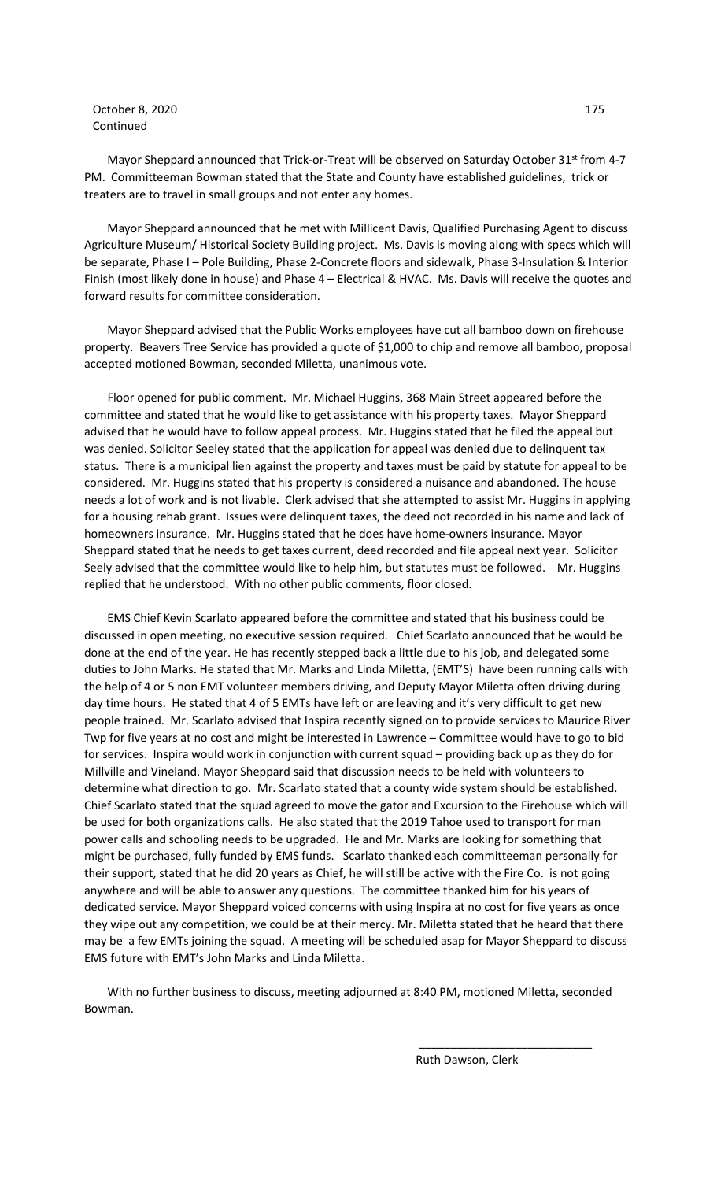October 8, 2020
Continued

Mayor Sheppard announced that Trick-or-Treat will be observed on Saturday October 31st from 4-7 PM. Committeeman Bowman stated that the State and County have established guidelines, trick or treaters are to travel in small groups and not enter any homes.

Mayor Sheppard announced that he met with Millicent Davis, Qualified Purchasing Agent to discuss Agriculture Museum/ Historical Society Building project. Ms. Davis is moving along with specs which will be separate, Phase I – Pole Building, Phase 2-Concrete floors and sidewalk, Phase 3-Insulation & Interior Finish (most likely done in house) and Phase 4 – Electrical & HVAC. Ms. Davis will receive the quotes and forward results for committee consideration.

Mayor Sheppard advised that the Public Works employees have cut all bamboo down on firehouse property. Beavers Tree Service has provided a quote of $1,000 to chip and remove all bamboo, proposal accepted motioned Bowman, seconded Miletta, unanimous vote.

Floor opened for public comment. Mr. Michael Huggins, 368 Main Street appeared before the committee and stated that he would like to get assistance with his property taxes. Mayor Sheppard advised that he would have to follow appeal process. Mr. Huggins stated that he filed the appeal but was denied. Solicitor Seeley stated that the application for appeal was denied due to delinquent tax status. There is a municipal lien against the property and taxes must be paid by statute for appeal to be considered. Mr. Huggins stated that his property is considered a nuisance and abandoned. The house needs a lot of work and is not livable. Clerk advised that she attempted to assist Mr. Huggins in applying for a housing rehab grant. Issues were delinquent taxes, the deed not recorded in his name and lack of homeowners insurance. Mr. Huggins stated that he does have home-owners insurance. Mayor Sheppard stated that he needs to get taxes current, deed recorded and file appeal next year. Solicitor Seely advised that the committee would like to help him, but statutes must be followed. Mr. Huggins replied that he understood. With no other public comments, floor closed.

EMS Chief Kevin Scarlato appeared before the committee and stated that his business could be discussed in open meeting, no executive session required. Chief Scarlato announced that he would be done at the end of the year. He has recently stepped back a little due to his job, and delegated some duties to John Marks. He stated that Mr. Marks and Linda Miletta, (EMT'S) have been running calls with the help of 4 or 5 non EMT volunteer members driving, and Deputy Mayor Miletta often driving during day time hours. He stated that 4 of 5 EMTs have left or are leaving and it's very difficult to get new people trained. Mr. Scarlato advised that Inspira recently signed on to provide services to Maurice River Twp for five years at no cost and might be interested in Lawrence – Committee would have to go to bid for services. Inspira would work in conjunction with current squad – providing back up as they do for Millville and Vineland. Mayor Sheppard said that discussion needs to be held with volunteers to determine which direction to go. Mr. Scarlato stated that a county wide system should be established. Chief Scarlato stated that the squad agreed to move the gator and Excursion to the Firehouse which will be used for both organizations calls. He also stated that the 2019 Tahoe used to transport for man power calls and schooling needs to be upgraded. He and Mr. Marks are looking for something that might be purchased, fully funded by EMS funds. Scarlato thanked each committeeman personally for their support, stated that he did 20 years as Chief, he will still be active with the Fire Co. is not going anywhere and will be able to answer any questions. The committee thanked him for his years of dedicated service. Mayor Sheppard voiced concerns with using Inspira at no cost for five years as once they wipe out any competition, we could be at their mercy. Mr. Miletta stated that he heard that there may be a few EMTs joining the squad. A meeting will be scheduled asap for Mayor Sheppard to discuss EMS future with EMT's John Marks and Linda Miletta.

With no further business to discuss, meeting adjourned at 8:40 PM, motioned Miletta, seconded Bowman.

\_\_\_\_\_\_\_\_\_\_\_\_\_\_\_\_\_\_\_\_\_\_\_\_\_\_\_\_

Ruth Dawson, Clerk